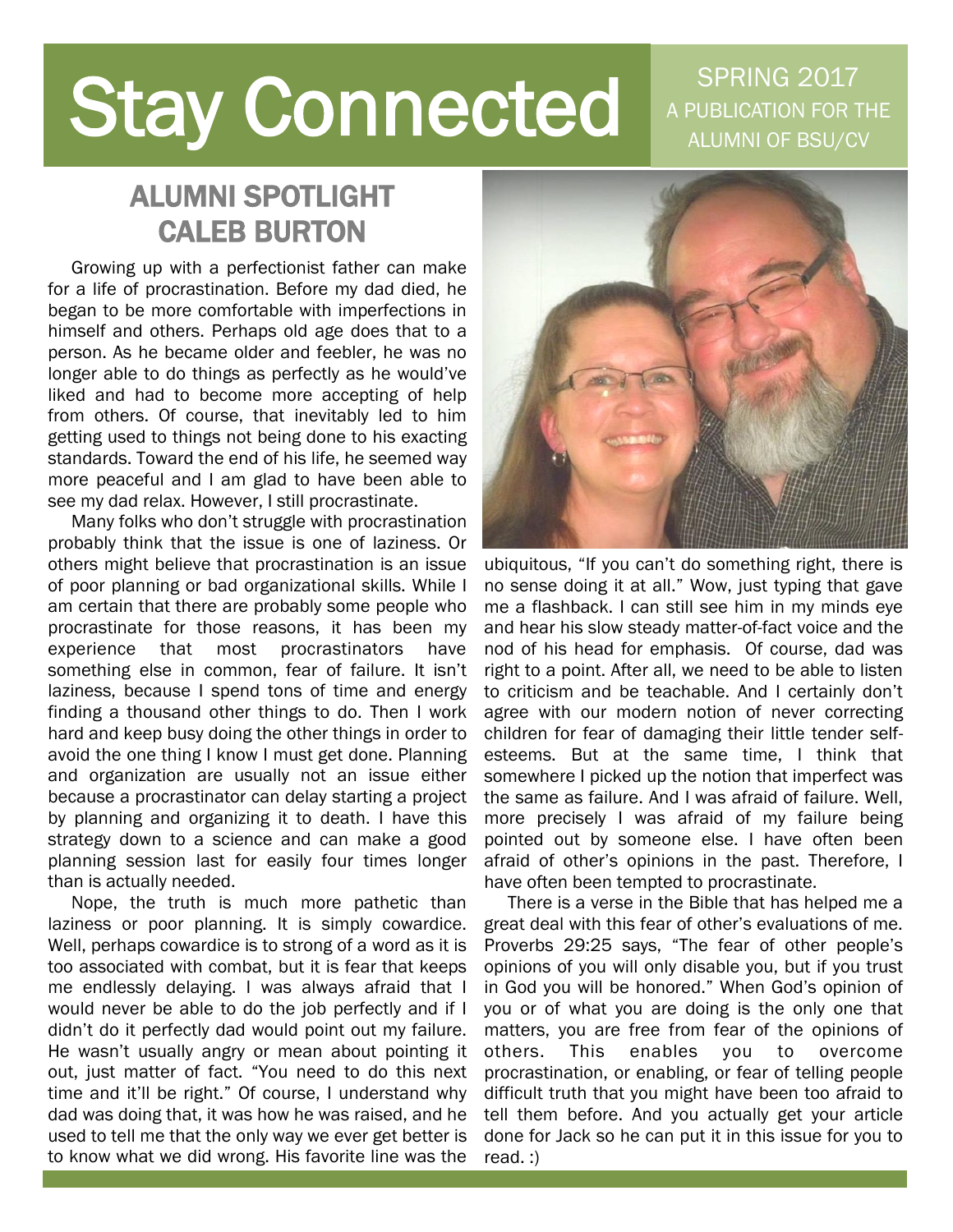# Stay Connected

SPRING 2017
A PUBLICATION FOR THE ALUMNI OF BSU/CV

## ALUMNI SPOTLIGHT
## CALEB BURTON

Growing up with a perfectionist father can make for a life of procrastination. Before my dad died, he began to be more comfortable with imperfections in himself and others. Perhaps old age does that to a person. As he became older and feebler, he was no longer able to do things as perfectly as he would've liked and had to become more accepting of help from others. Of course, that inevitably led to him getting used to things not being done to his exacting standards. Toward the end of his life, he seemed way more peaceful and I am glad to have been able to see my dad relax. However, I still procrastinate.

Many folks who don't struggle with procrastination probably think that the issue is one of laziness. Or others might believe that procrastination is an issue of poor planning or bad organizational skills. While I am certain that there are probably some people who procrastinate for those reasons, it has been my experience that most procrastinators have something else in common, fear of failure. It isn't laziness, because I spend tons of time and energy finding a thousand other things to do. Then I work hard and keep busy doing the other things in order to avoid the one thing I know I must get done. Planning and organization are usually not an issue either because a procrastinator can delay starting a project by planning and organizing it to death. I have this strategy down to a science and can make a good planning session last for easily four times longer than is actually needed.

Nope, the truth is much more pathetic than laziness or poor planning. It is simply cowardice. Well, perhaps cowardice is to strong of a word as it is too associated with combat, but it is fear that keeps me endlessly delaying. I was always afraid that I would never be able to do the job perfectly and if I didn't do it perfectly dad would point out my failure. He wasn't usually angry or mean about pointing it out, just matter of fact. "You need to do this next time and it'll be right." Of course, I understand why dad was doing that, it was how he was raised, and he used to tell me that the only way we ever get better is to know what we did wrong. His favorite line was the ubiquitous, "If you can't do something right, there is no sense doing it at all." Wow, just typing that gave me a flashback. I can still see him in my minds eye and hear his slow steady matter-of-fact voice and the nod of his head for emphasis. Of course, dad was right to a point. After all, we need to be able to listen to criticism and be teachable. And I certainly don't agree with our modern notion of never correcting children for fear of damaging their little tender self-esteems. But at the same time, I think that somewhere I picked up the notion that imperfect was the same as failure. And I was afraid of failure. Well, more precisely I was afraid of my failure being pointed out by someone else. I have often been afraid of other's opinions in the past. Therefore, I have often been tempted to procrastinate.

There is a verse in the Bible that has helped me a great deal with this fear of other's evaluations of me. Proverbs 29:25 says, "The fear of other people's opinions of you will only disable you, but if you trust in God you will be honored." When God's opinion of you or of what you are doing is the only one that matters, you are free from fear of the opinions of others. This enables you to overcome procrastination, or enabling, or fear of telling people difficult truth that you might have been too afraid to tell them before. And you actually get your article done for Jack so he can put it in this issue for you to read. :)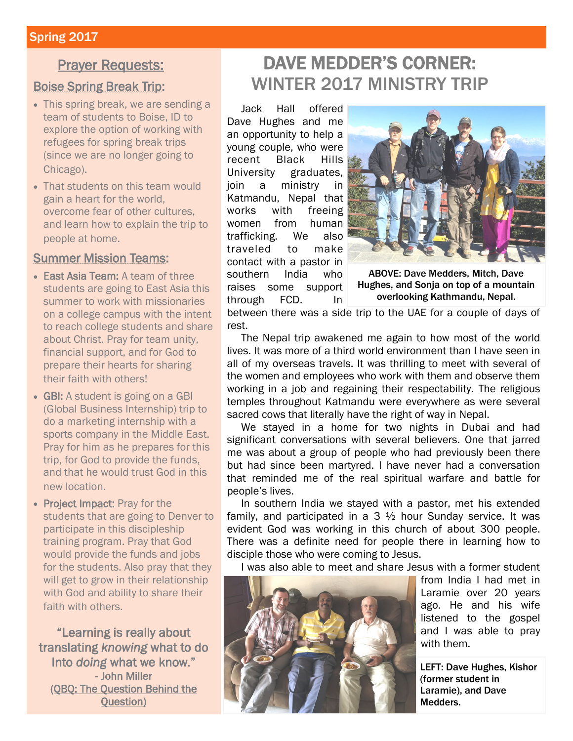Spring 2017

## Prayer Requests:

### Boise Spring Break Trip:

- This spring break, we are sending a team of students to Boise, ID to explore the option of working with refugees for spring break trips (since we are no longer going to Chicago).
- That students on this team would gain a heart for the world, overcome fear of other cultures, and learn how to explain the trip to people at home.

### Summer Mission Teams:

- **East Asia Team:** A team of three students are going to East Asia this summer to work with missionaries on a college campus with the intent to reach college students and share about Christ. Pray for team unity, financial support, and for God to prepare their hearts for sharing their faith with others!
- **GBI:** A student is going on a GBI (Global Business Internship) trip to do a marketing internship with a sports company in the Middle East. Pray for him as he prepares for this trip, for God to provide the funds, and that he would trust God in this new location.
- **Project Impact:** Pray for the students that are going to Denver to participate in this discipleship training program. Pray that God would provide the funds and jobs for the students. Also pray that they will get to grow in their relationship with God and ability to share their faith with others.

"Learning is really about translating *knowing* what to do Into *doing* what we know."
- John Miller
(QBQ: The Question Behind the Question)

# DAVE MEDDER'S CORNER: WINTER 2017 MINISTRY TRIP

Jack Hall offered Dave Hughes and me an opportunity to help a young couple, who were recent Black Hills University graduates, join a ministry in Katmandu, Nepal that works with freeing women from human trafficking. We also traveled to make contact with a pastor in southern India who raises some support through FCD. In between there was a side trip to the UAE for a couple of days of rest.

**ABOVE: Dave Medders, Mitch, Dave Hughes, and Sonja on top of a mountain overlooking Kathmandu, Nepal.**

The Nepal trip awakened me again to how most of the world lives. It was more of a third world environment than I have seen in all of my overseas travels. It was thrilling to meet with several of the women and employees who work with them and observe them working in a job and regaining their respectability. The religious temples throughout Katmandu were everywhere as were several sacred cows that literally have the right of way in Nepal.

We stayed in a home for two nights in Dubai and had significant conversations with several believers. One that jarred me was about a group of people who had previously been there but had since been martyred. I have never had a conversation that reminded me of the real spiritual warfare and battle for people's lives.

In southern India we stayed with a pastor, met his extended family, and participated in a 3 ½ hour Sunday service. It was evident God was working in this church of about 300 people. There was a definite need for people there in learning how to disciple those who were coming to Jesus.

I was also able to meet and share Jesus with a former student from India I had met in Laramie over 20 years ago. He and his wife listened to the gospel and I was able to pray with them.

**LEFT: Dave Hughes, Kishor (former student in Laramie), and Dave Medders.**